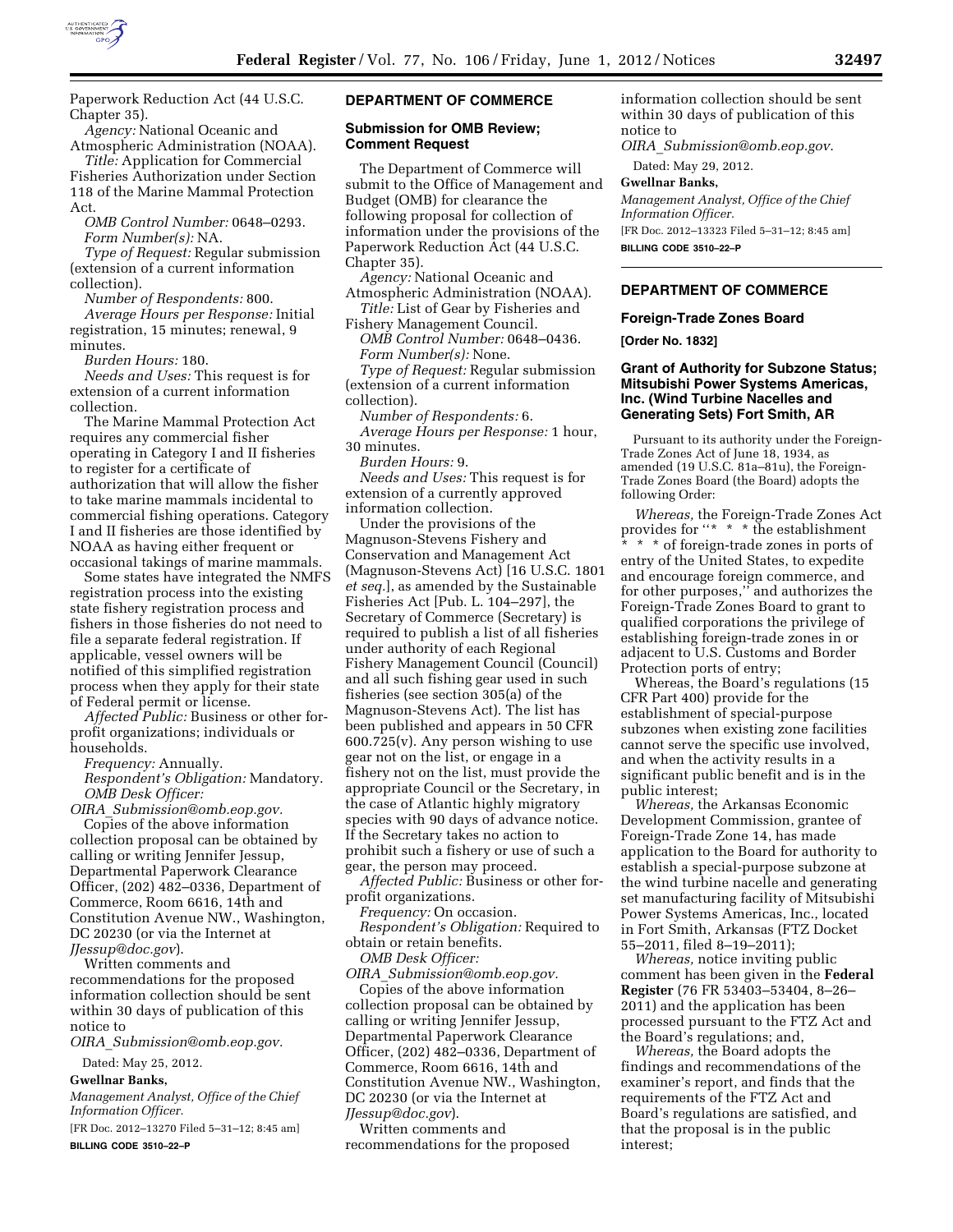Paperwork Reduction Act (44 U.S.C. Chapter 35).

*Agency:* National Oceanic and Atmospheric Administration (NOAA).

*Title:* Application for Commercial Fisheries Authorization under Section 118 of the Marine Mammal Protection Act.

*OMB Control Number:* 0648–0293.

*Form Number(s):* NA.

*Type of Request:* Regular submission (extension of a current information collection).

*Number of Respondents:* 800.

*Average Hours per Response:* Initial registration, 15 minutes; renewal, 9 minutes.

*Burden Hours:* 180.

*Needs and Uses:* This request is for extension of a current information collection.

The Marine Mammal Protection Act requires any commercial fisher operating in Category I and II fisheries to register for a certificate of authorization that will allow the fisher to take marine mammals incidental to commercial fishing operations. Category I and II fisheries are those identified by NOAA as having either frequent or occasional takings of marine mammals.

Some states have integrated the NMFS registration process into the existing state fishery registration process and fishers in those fisheries do not need to file a separate federal registration. If applicable, vessel owners will be notified of this simplified registration process when they apply for their state of Federal permit or license.

*Affected Public:* Business or other for-profit organizations; individuals or households.

*Frequency:* Annually.

*Respondent's Obligation:* Mandatory.

*OMB Desk Officer:* *OIRA_Submission@omb.eop.gov.*

Copies of the above information collection proposal can be obtained by calling or writing Jennifer Jessup, Departmental Paperwork Clearance Officer, (202) 482–0336, Department of Commerce, Room 6616, 14th and Constitution Avenue NW., Washington, DC 20230 (or via the Internet at *JJessup@doc.gov*).

Written comments and recommendations for the proposed information collection should be sent within 30 days of publication of this notice to *OIRA_Submission@omb.eop.gov.*

Dated: May 25, 2012.

**Gwellnar Banks,**

*Management Analyst, Office of the Chief Information Officer.*

[FR Doc. 2012–13270 Filed 5–31–12; 8:45 am]

**BILLING CODE 3510–22–P**

## DEPARTMENT OF COMMERCE

### Submission for OMB Review; Comment Request

The Department of Commerce will submit to the Office of Management and Budget (OMB) for clearance the following proposal for collection of information under the provisions of the Paperwork Reduction Act (44 U.S.C. Chapter 35).

*Agency:* National Oceanic and Atmospheric Administration (NOAA).

*Title:* List of Gear by Fisheries and Fishery Management Council.

*OMB Control Number:* 0648–0436.

*Form Number(s):* None.

*Type of Request:* Regular submission (extension of a current information collection).

*Number of Respondents:* 6.

*Average Hours per Response:* 1 hour, 30 minutes.

*Burden Hours:* 9.

*Needs and Uses:* This request is for extension of a currently approved information collection.

Under the provisions of the Magnuson-Stevens Fishery and Conservation and Management Act (Magnuson-Stevens Act) [16 U.S.C. 1801 *et seq.*], as amended by the Sustainable Fisheries Act [Pub. L. 104–297], the Secretary of Commerce (Secretary) is required to publish a list of all fisheries under authority of each Regional Fishery Management Council (Council) and all such fishing gear used in such fisheries (see section 305(a) of the Magnuson-Stevens Act). The list has been published and appears in 50 CFR 600.725(v). Any person wishing to use gear not on the list, or engage in a fishery not on the list, must provide the appropriate Council or the Secretary, in the case of Atlantic highly migratory species with 90 days of advance notice. If the Secretary takes no action to prohibit such a fishery or use of such a gear, the person may proceed.

*Affected Public:* Business or other for-profit organizations.

*Frequency:* On occasion.

*Respondent's Obligation:* Required to obtain or retain benefits.

*OMB Desk Officer:* *OIRA_Submission@omb.eop.gov.*

Copies of the above information collection proposal can be obtained by calling or writing Jennifer Jessup, Departmental Paperwork Clearance Officer, (202) 482–0336, Department of Commerce, Room 6616, 14th and Constitution Avenue NW., Washington, DC 20230 (or via the Internet at *JJessup@doc.gov*).

Written comments and recommendations for the proposed information collection should be sent within 30 days of publication of this notice to *OIRA_Submission@omb.eop.gov*.

Dated: May 29, 2012.

**Gwellnar Banks,**

*Management Analyst, Office of the Chief Information Officer.*

[FR Doc. 2012–13323 Filed 5–31–12; 8:45 am]

**BILLING CODE 3510–22–P**

## DEPARTMENT OF COMMERCE

### Foreign-Trade Zones Board

**[Order No. 1832]**

### Grant of Authority for Subzone Status; Mitsubishi Power Systems Americas, Inc. (Wind Turbine Nacelles and Generating Sets) Fort Smith, AR

Pursuant to its authority under the Foreign-Trade Zones Act of June 18, 1934, as amended (19 U.S.C. 81a–81u), the Foreign-Trade Zones Board (the Board) adopts the following Order:

*Whereas,* the Foreign-Trade Zones Act provides for "* * * the establishment * * * of foreign-trade zones in ports of entry of the United States, to expedite and encourage foreign commerce, and for other purposes," and authorizes the Foreign-Trade Zones Board to grant to qualified corporations the privilege of establishing foreign-trade zones in or adjacent to U.S. Customs and Border Protection ports of entry;

Whereas, the Board's regulations (15 CFR Part 400) provide for the establishment of special-purpose subzones when existing zone facilities cannot serve the specific use involved, and when the activity results in a significant public benefit and is in the public interest;

*Whereas,* the Arkansas Economic Development Commission, grantee of Foreign-Trade Zone 14, has made application to the Board for authority to establish a special-purpose subzone at the wind turbine nacelle and generating set manufacturing facility of Mitsubishi Power Systems Americas, Inc., located in Fort Smith, Arkansas (FTZ Docket 55–2011, filed 8–19–2011);

*Whereas,* notice inviting public comment has been given in the **Federal Register** (76 FR 53403–53404, 8–26–2011) and the application has been processed pursuant to the FTZ Act and the Board's regulations; and,

*Whereas,* the Board adopts the findings and recommendations of the examiner's report, and finds that the requirements of the FTZ Act and Board's regulations are satisfied, and that the proposal is in the public interest;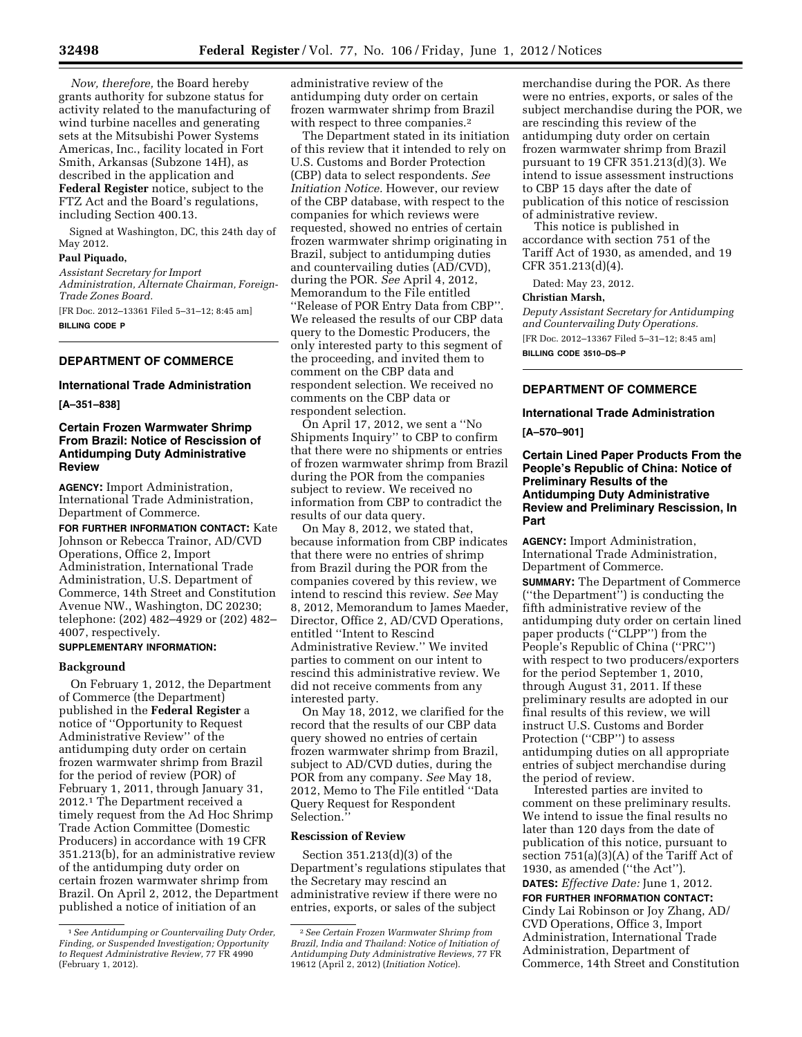*Now, therefore,* the Board hereby grants authority for subzone status for activity related to the manufacturing of wind turbine nacelles and generating sets at the Mitsubishi Power Systems Americas, Inc., facility located in Fort Smith, Arkansas (Subzone 14H), as described in the application and **Federal Register** notice, subject to the FTZ Act and the Board's regulations, including Section 400.13.

Signed at Washington, DC, this 24th day of May 2012.

**Paul Piquado,**

*Assistant Secretary for Import Administration, Alternate Chairman, Foreign-Trade Zones Board.*

[FR Doc. 2012–13361 Filed 5–31–12; 8:45 am]

**BILLING CODE P**

## DEPARTMENT OF COMMERCE

### International Trade Administration

**[A–351–838]**

### Certain Frozen Warmwater Shrimp From Brazil: Notice of Rescission of Antidumping Duty Administrative Review

**AGENCY:** Import Administration, International Trade Administration, Department of Commerce.

**FOR FURTHER INFORMATION CONTACT:** Kate Johnson or Rebecca Trainor, AD/CVD Operations, Office 2, Import Administration, International Trade Administration, U.S. Department of Commerce, 14th Street and Constitution Avenue NW., Washington, DC 20230; telephone: (202) 482–4929 or (202) 482–4007, respectively.

**SUPPLEMENTARY INFORMATION:**

#### Background

On February 1, 2012, the Department of Commerce (the Department) published in the **Federal Register** a notice of ''Opportunity to Request Administrative Review'' of the antidumping duty order on certain frozen warmwater shrimp from Brazil for the period of review (POR) of February 1, 2011, through January 31, 2012.[1] The Department received a timely request from the Ad Hoc Shrimp Trade Action Committee (Domestic Producers) in accordance with 19 CFR 351.213(b), for an administrative review of the antidumping duty order on certain frozen warmwater shrimp from Brazil. On April 2, 2012, the Department published a notice of initiation of an administrative review of the antidumping duty order on certain frozen warmwater shrimp from Brazil with respect to three companies.[2]

The Department stated in its initiation of this review that it intended to rely on U.S. Customs and Border Protection (CBP) data to select respondents. *See Initiation Notice.* However, our review of the CBP database, with respect to the companies for which reviews were requested, showed no entries of certain frozen warmwater shrimp originating in Brazil, subject to antidumping duties and countervailing duties (AD/CVD), during the POR. *See* April 4, 2012, Memorandum to the File entitled ''Release of POR Entry Data from CBP''. We released the results of our CBP data query to the Domestic Producers, the only interested party to this segment of the proceeding, and invited them to comment on the CBP data and respondent selection. We received no comments on the CBP data or respondent selection.

On April 17, 2012, we sent a ''No Shipments Inquiry'' to CBP to confirm that there were no shipments or entries of frozen warmwater shrimp from Brazil during the POR from the companies subject to review. We received no information from CBP to contradict the results of our data query.

On May 8, 2012, we stated that, because information from CBP indicates that there were no entries of shrimp from Brazil during the POR from the companies covered by this review, we intend to rescind this review. *See* May 8, 2012, Memorandum to James Maeder, Director, Office 2, AD/CVD Operations, entitled ''Intent to Rescind Administrative Review.'' We invited parties to comment on our intent to rescind this administrative review. We did not receive comments from any interested party.

On May 18, 2012, we clarified for the record that the results of our CBP data query showed no entries of certain frozen warmwater shrimp from Brazil, subject to AD/CVD duties, during the POR from any company. *See* May 18, 2012, Memo to The File entitled ''Data Query Request for Respondent Selection.''

#### Rescission of Review

Section 351.213(d)(3) of the Department's regulations stipulates that the Secretary may rescind an administrative review if there were no entries, exports, or sales of the subject merchandise during the POR. As there were no entries, exports, or sales of the subject merchandise during the POR, we are rescinding this review of the antidumping duty order on certain frozen warmwater shrimp from Brazil pursuant to 19 CFR 351.213(d)(3). We intend to issue assessment instructions to CBP 15 days after the date of publication of this notice of rescission of administrative review.

This notice is published in accordance with section 751 of the Tariff Act of 1930, as amended, and 19 CFR 351.213(d)(4).

Dated: May 23, 2012.

**Christian Marsh,**

*Deputy Assistant Secretary for Antidumping and Countervailing Duty Operations.*

[FR Doc. 2012–13367 Filed 5–31–12; 8:45 am]

**BILLING CODE 3510–DS–P**

[1] *See Antidumping or Countervailing Duty Order, Finding, or Suspended Investigation; Opportunity to Request Administrative Review,* 77 FR 4990 (February 1, 2012).

[2] *See Certain Frozen Warmwater Shrimp from Brazil, India and Thailand: Notice of Initiation of Antidumping Duty Administrative Reviews,* 77 FR 19612 (April 2, 2012) (*Initiation Notice*).

## DEPARTMENT OF COMMERCE

### International Trade Administration

**[A–570–901]**

### Certain Lined Paper Products From the People's Republic of China: Notice of Preliminary Results of the Antidumping Duty Administrative Review and Preliminary Rescission, In Part

**AGENCY:** Import Administration, International Trade Administration, Department of Commerce.

**SUMMARY:** The Department of Commerce (''the Department'') is conducting the fifth administrative review of the antidumping duty order on certain lined paper products (''CLPP'') from the People's Republic of China (''PRC'') with respect to two producers/exporters for the period September 1, 2010, through August 31, 2011. If these preliminary results are adopted in our final results of this review, we will instruct U.S. Customs and Border Protection (''CBP'') to assess antidumping duties on all appropriate entries of subject merchandise during the period of review.

Interested parties are invited to comment on these preliminary results. We intend to issue the final results no later than 120 days from the date of publication of this notice, pursuant to section 751(a)(3)(A) of the Tariff Act of 1930, as amended (''the Act'').

**DATES:** *Effective Date:* June 1, 2012.

**FOR FURTHER INFORMATION CONTACT:** Cindy Lai Robinson or Joy Zhang, AD/CVD Operations, Office 3, Import Administration, International Trade Administration, Department of Commerce, 14th Street and Constitution